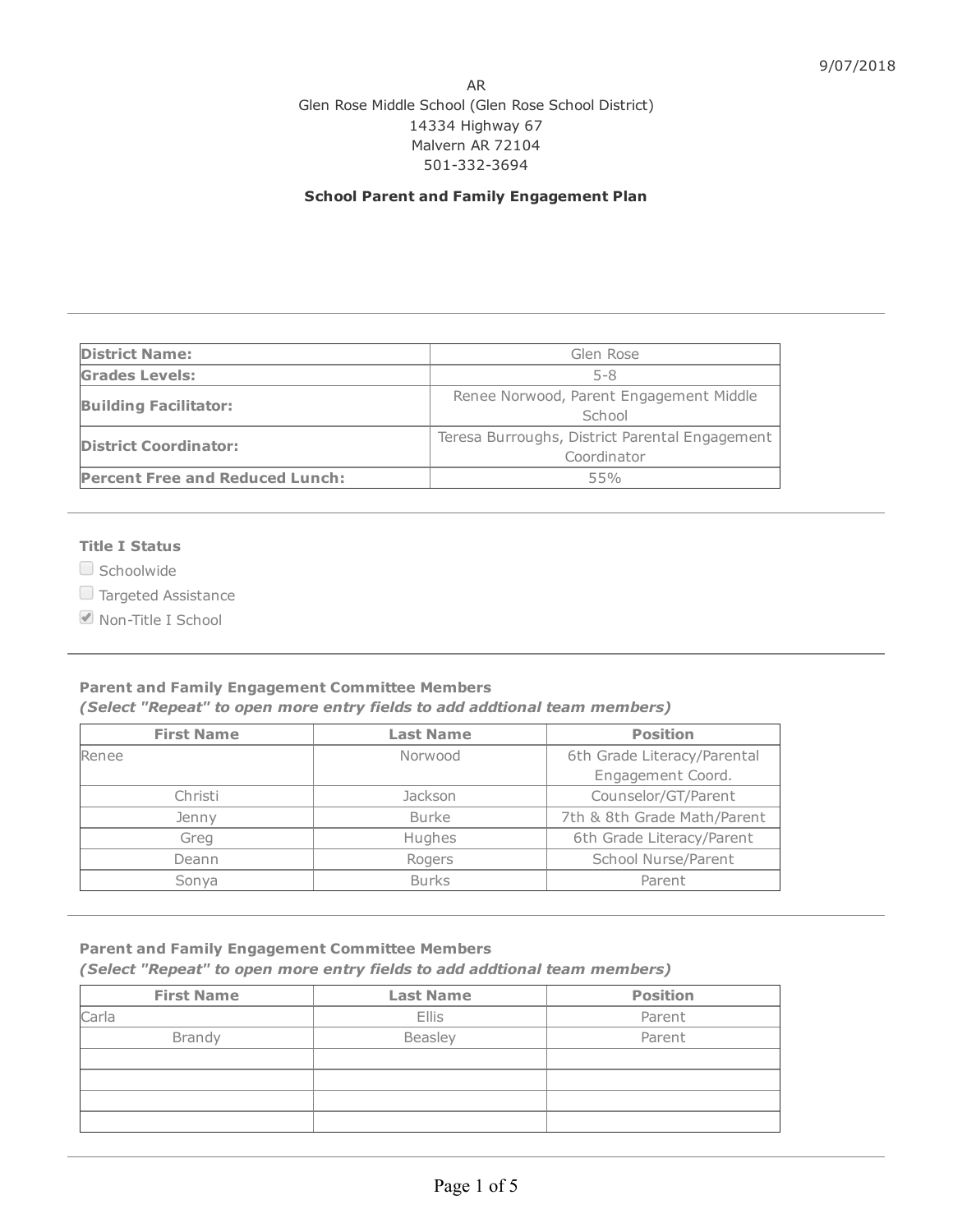9/07/2018

AR
Glen Rose Middle School (Glen Rose School District)
14334 Highway 67
Malvern AR 72104
501-332-3694

## School Parent and Family Engagement Plan

| | |
|---|---|
| **District Name:** | Glen Rose |
| **Grades Levels:** | 5-8 |
| **Building Facilitator:** | Renee Norwood, Parent Engagement Middle School |
| **District Coordinator:** | Teresa Burroughs, District Parental Engagement Coordinator |
| **Percent Free and Reduced Lunch:** | 55% |

### Title I Status

- [ ] Schoolwide
- [ ] Targeted Assistance
- [x] Non-Title I School

### Parent and Family Engagement Committee Members

***(Select "Repeat" to open more entry fields to add addtional team members)***

| First Name | Last Name | Position |
|---|---|---|
| Renee | Norwood | 6th Grade Literacy/Parental Engagement Coord. |
| Christi | Jackson | Counselor/GT/Parent |
| Jenny | Burke | 7th & 8th Grade Math/Parent |
| Greg | Hughes | 6th Grade Literacy/Parent |
| Deann | Rogers | School Nurse/Parent |
| Sonya | Burks | Parent |

### Parent and Family Engagement Committee Members

***(Select "Repeat" to open more entry fields to add addtional team members)***

| First Name | Last Name | Position |
|---|---|---|
| Carla | Ellis | Parent |
| Brandy | Beasley | Parent |
| | | |
| | | |
| | | |
| | | |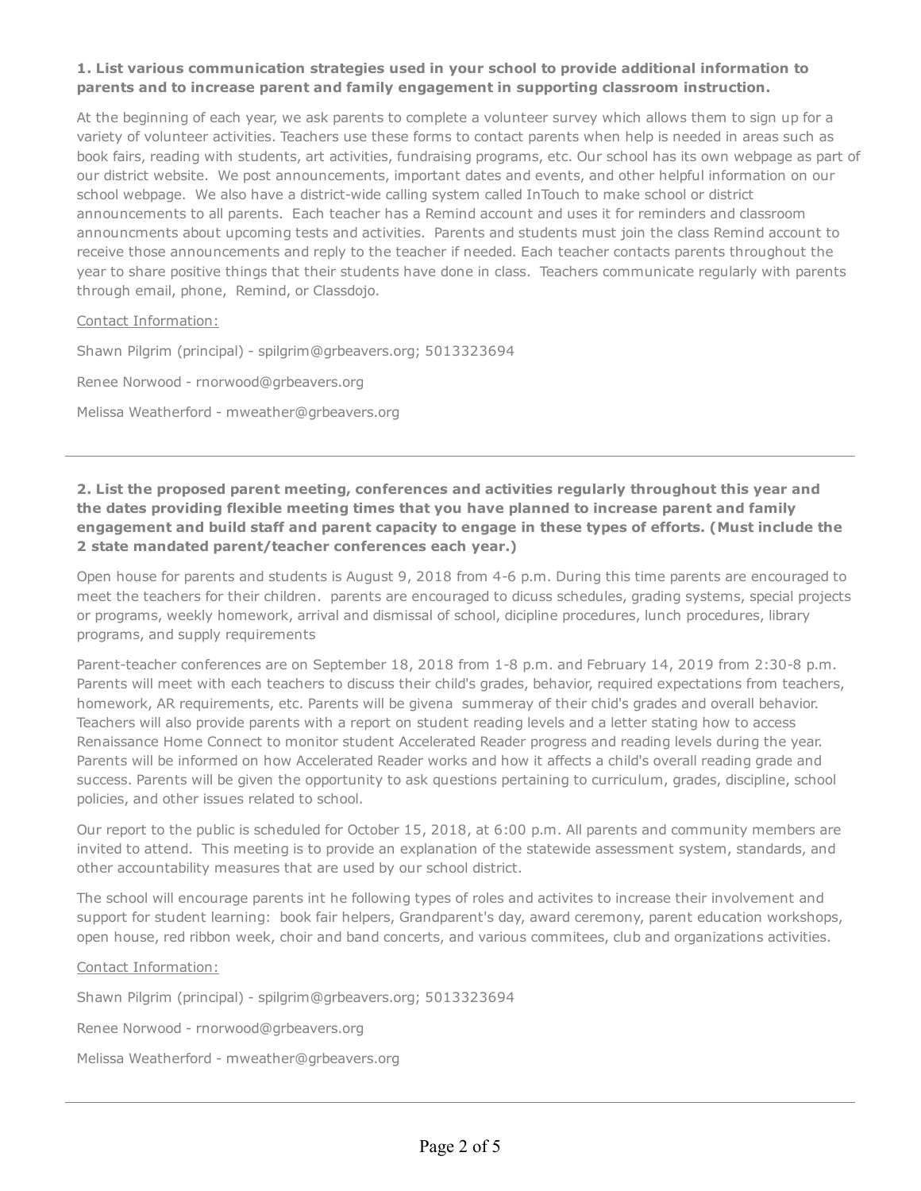**1. List various communication strategies used in your school to provide additional information to parents and to increase parent and family engagement in supporting classroom instruction.**

At the beginning of each year, we ask parents to complete a volunteer survey which allows them to sign up for a variety of volunteer activities. Teachers use these forms to contact parents when help is needed in areas such as book fairs, reading with students, art activities, fundraising programs, etc. Our school has its own webpage as part of our district website. We post announcements, important dates and events, and other helpful information on our school webpage. We also have a district-wide calling system called InTouch to make school or district announcements to all parents. Each teacher has a Remind account and uses it for reminders and classroom announcments about upcoming tests and activities. Parents and students must join the class Remind account to receive those announcements and reply to the teacher if needed. Each teacher contacts parents throughout the year to share positive things that their students have done in class. Teachers communicate regularly with parents through email, phone, Remind, or Classdojo.

Contact Information:

Shawn Pilgrim (principal) - spilgrim@grbeavers.org; 5013323694

Renee Norwood - rnorwood@grbeavers.org

Melissa Weatherford - mweather@grbeavers.org

---

**2. List the proposed parent meeting, conferences and activities regularly throughout this year and the dates providing flexible meeting times that you have planned to increase parent and family engagement and build staff and parent capacity to engage in these types of efforts. (Must include the 2 state mandated parent/teacher conferences each year.)**

Open house for parents and students is August 9, 2018 from 4-6 p.m. During this time parents are encouraged to meet the teachers for their children. parents are encouraged to dicuss schedules, grading systems, special projects or programs, weekly homework, arrival and dismissal of school, dicipline procedures, lunch procedures, library programs, and supply requirements

Parent-teacher conferences are on September 18, 2018 from 1-8 p.m. and February 14, 2019 from 2:30-8 p.m. Parents will meet with each teachers to discuss their child's grades, behavior, required expectations from teachers, homework, AR requirements, etc. Parents will be givena summeray of their chid's grades and overall behavior. Teachers will also provide parents with a report on student reading levels and a letter stating how to access Renaissance Home Connect to monitor student Accelerated Reader progress and reading levels during the year. Parents will be informed on how Accelerated Reader works and how it affects a child's overall reading grade and success. Parents will be given the opportunity to ask questions pertaining to curriculum, grades, discipline, school policies, and other issues related to school.

Our report to the public is scheduled for October 15, 2018, at 6:00 p.m. All parents and community members are invited to attend. This meeting is to provide an explanation of the statewide assessment system, standards, and other accountability measures that are used by our school district.

The school will encourage parents int he following types of roles and activites to increase their involvement and support for student learning: book fair helpers, Grandparent's day, award ceremony, parent education workshops, open house, red ribbon week, choir and band concerts, and various commitees, club and organizations activities.

Contact Information:

Shawn Pilgrim (principal) - spilgrim@grbeavers.org; 5013323694

Renee Norwood - rnorwood@grbeavers.org

Melissa Weatherford - mweather@grbeavers.org

---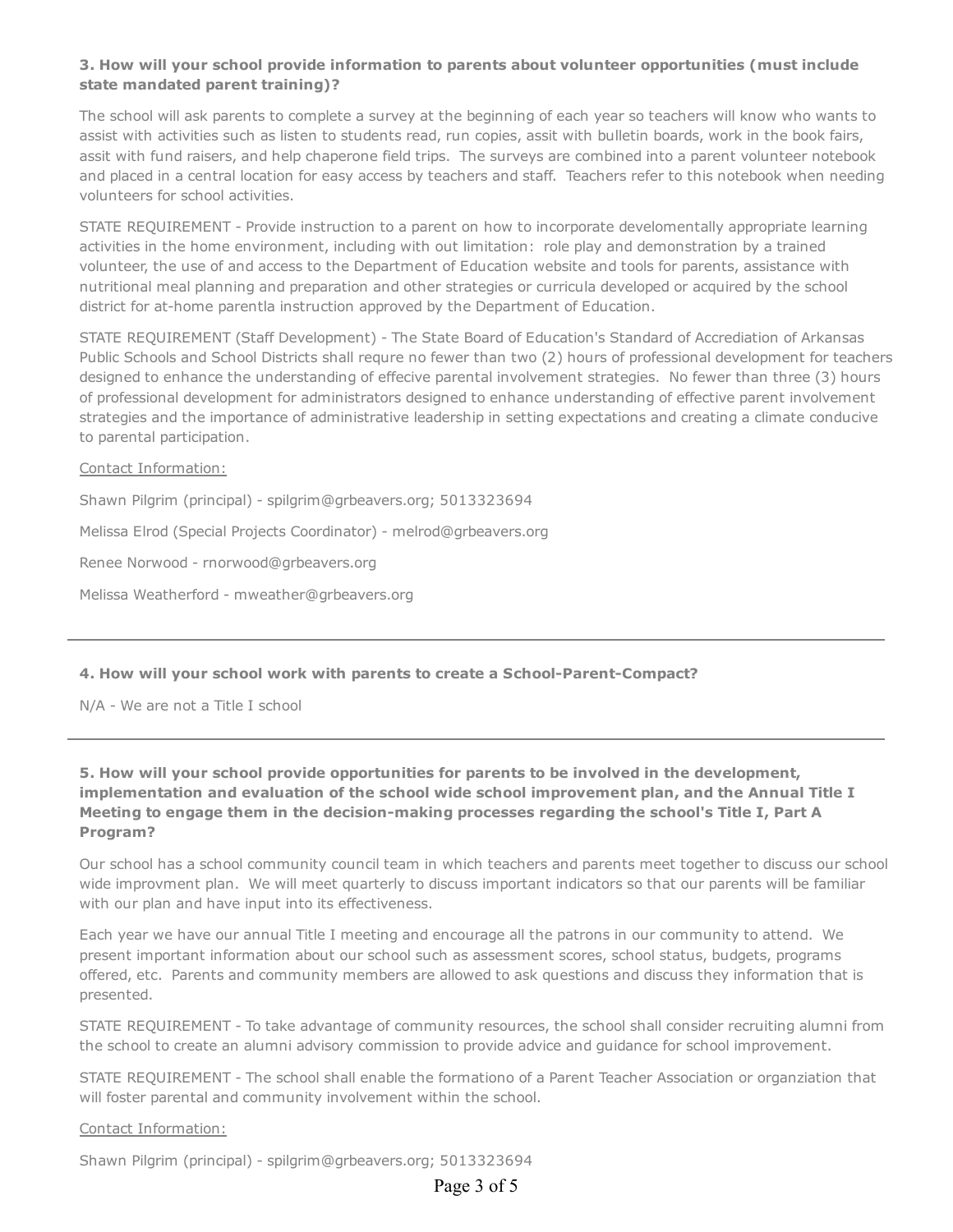**3. How will your school provide information to parents about volunteer opportunities (must include state mandated parent training)?**

The school will ask parents to complete a survey at the beginning of each year so teachers will know who wants to assist with activities such as listen to students read, run copies, assit with bulletin boards, work in the book fairs, assit with fund raisers, and help chaperone field trips. The surveys are combined into a parent volunteer notebook and placed in a central location for easy access by teachers and staff. Teachers refer to this notebook when needing volunteers for school activities.

STATE REQUIREMENT - Provide instruction to a parent on how to incorporate develomentally appropriate learning activities in the home environment, including with out limitation: role play and demonstration by a trained volunteer, the use of and access to the Department of Education website and tools for parents, assistance with nutritional meal planning and preparation and other strategies or curricula developed or acquired by the school district for at-home parentla instruction approved by the Department of Education.

STATE REQUIREMENT (Staff Development) - The State Board of Education's Standard of Accrediation of Arkansas Public Schools and School Districts shall requre no fewer than two (2) hours of professional development for teachers designed to enhance the understanding of effecive parental involvement strategies. No fewer than three (3) hours of professional development for administrators designed to enhance understanding of effective parent involvement strategies and the importance of administrative leadership in setting expectations and creating a climate conducive to parental participation.

Contact Information:

Shawn Pilgrim (principal) - spilgrim@grbeavers.org; 5013323694

Melissa Elrod (Special Projects Coordinator) - melrod@grbeavers.org

Renee Norwood - rnorwood@grbeavers.org

Melissa Weatherford - mweather@grbeavers.org

---

**4. How will your school work with parents to create a School-Parent-Compact?**

N/A - We are not a Title I school

---

**5. How will your school provide opportunities for parents to be involved in the development, implementation and evaluation of the school wide school improvement plan, and the Annual Title I Meeting to engage them in the decision-making processes regarding the school's Title I, Part A Program?**

Our school has a school community council team in which teachers and parents meet together to discuss our school wide improvment plan. We will meet quarterly to discuss important indicators so that our parents will be familiar with our plan and have input into its effectiveness.

Each year we have our annual Title I meeting and encourage all the patrons in our community to attend. We present important information about our school such as assessment scores, school status, budgets, programs offered, etc. Parents and community members are allowed to ask questions and discuss they information that is presented.

STATE REQUIREMENT - To take advantage of community resources, the school shall consider recruiting alumni from the school to create an alumni advisory commission to provide advice and guidance for school improvement.

STATE REQUIREMENT - The school shall enable the formationo of a Parent Teacher Association or organziation that will foster parental and community involvement within the school.

Contact Information:

Shawn Pilgrim (principal) - spilgrim@grbeavers.org; 5013323694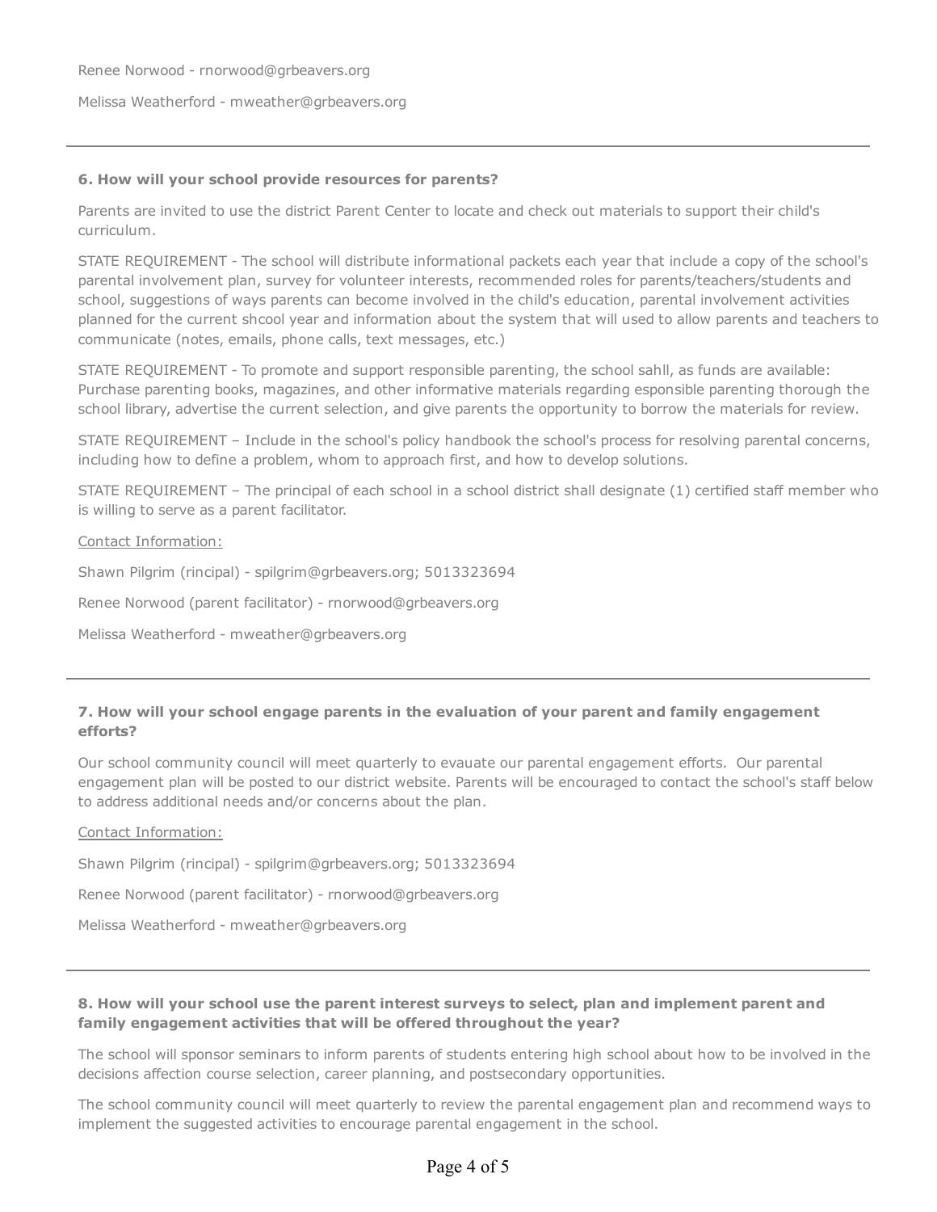Renee Norwood - rnorwood@grbeavers.org

Melissa Weatherford - mweather@grbeavers.org

---

**6. How will your school provide resources for parents?**

Parents are invited to use the district Parent Center to locate and check out materials to support their child's curriculum.

STATE REQUIREMENT - The school will distribute informational packets each year that include a copy of the school's parental involvement plan, survey for volunteer interests, recommended roles for parents/teachers/students and school, suggestions of ways parents can become involved in the child's education, parental involvement activities planned for the current shcool year and information about the system that will used to allow parents and teachers to communicate (notes, emails, phone calls, text messages, etc.)

STATE REQUIREMENT - To promote and support responsible parenting, the school sahll, as funds are available: Purchase parenting books, magazines, and other informative materials regarding esponsible parenting thorough the school library, advertise the current selection, and give parents the opportunity to borrow the materials for review.

STATE REQUIREMENT – Include in the school's policy handbook the school's process for resolving parental concerns, including how to define a problem, whom to approach first, and how to develop solutions.

STATE REQUIREMENT – The principal of each school in a school district shall designate (1) certified staff member who is willing to serve as a parent facilitator.

Contact Information:

Shawn Pilgrim (rincipal) - spilgrim@grbeavers.org; 5013323694

Renee Norwood (parent facilitator) - rnorwood@grbeavers.org

Melissa Weatherford - mweather@grbeavers.org

---

**7. How will your school engage parents in the evaluation of your parent and family engagement efforts?**

Our school community council will meet quarterly to evauate our parental engagement efforts. Our parental engagement plan will be posted to our district website. Parents will be encouraged to contact the school's staff below to address additional needs and/or concerns about the plan.

Contact Information:

Shawn Pilgrim (rincipal) - spilgrim@grbeavers.org; 5013323694

Renee Norwood (parent facilitator) - rnorwood@grbeavers.org

Melissa Weatherford - mweather@grbeavers.org

---

**8. How will your school use the parent interest surveys to select, plan and implement parent and family engagement activities that will be offered throughout the year?**

The school will sponsor seminars to inform parents of students entering high school about how to be involved in the decisions affection course selection, career planning, and postsecondary opportunities.

The school community council will meet quarterly to review the parental engagement plan and recommend ways to implement the suggested activities to encourage parental engagement in the school.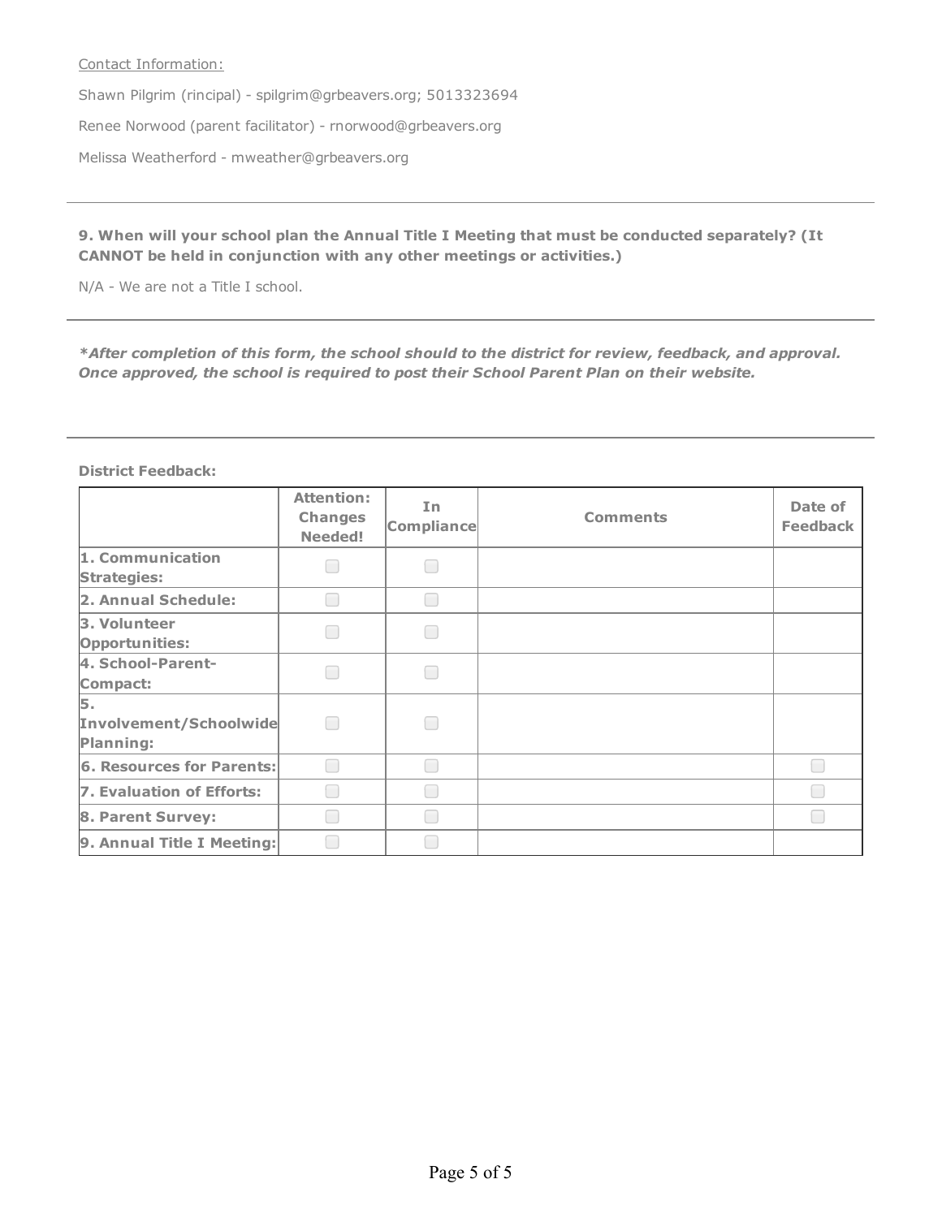Contact Information:

Shawn Pilgrim (rincipal) - spilgrim@grbeavers.org; 5013323694

Renee Norwood (parent facilitator) - rnorwood@grbeavers.org

Melissa Weatherford - mweather@grbeavers.org

**9. When will your school plan the Annual Title I Meeting that must be conducted separately? (It CANNOT be held in conjunction with any other meetings or activities.)**

N/A - We are not a Title I school.

***After completion of this form, the school should to the district for review, feedback, and approval. Once approved, the school is required to post their School Parent Plan on their website.***

**District Feedback:**

| | Attention: Changes Needed! | In Compliance | Comments | Date of Feedback |
|---|---|---|---|---|
| **1. Communication Strategies:** | ☐ | ☐ | | |
| **2. Annual Schedule:** | ☐ | ☐ | | |
| **3. Volunteer Opportunities:** | ☐ | ☐ | | |
| **4. School-Parent-Compact:** | ☐ | ☐ | | |
| **5. Involvement/Schoolwide Planning:** | ☐ | ☐ | | |
| **6. Resources for Parents:** | ☐ | ☐ | | ☐ |
| **7. Evaluation of Efforts:** | ☐ | ☐ | | ☐ |
| **8. Parent Survey:** | ☐ | ☐ | | ☐ |
| **9. Annual Title I Meeting:** | ☐ | ☐ | | |